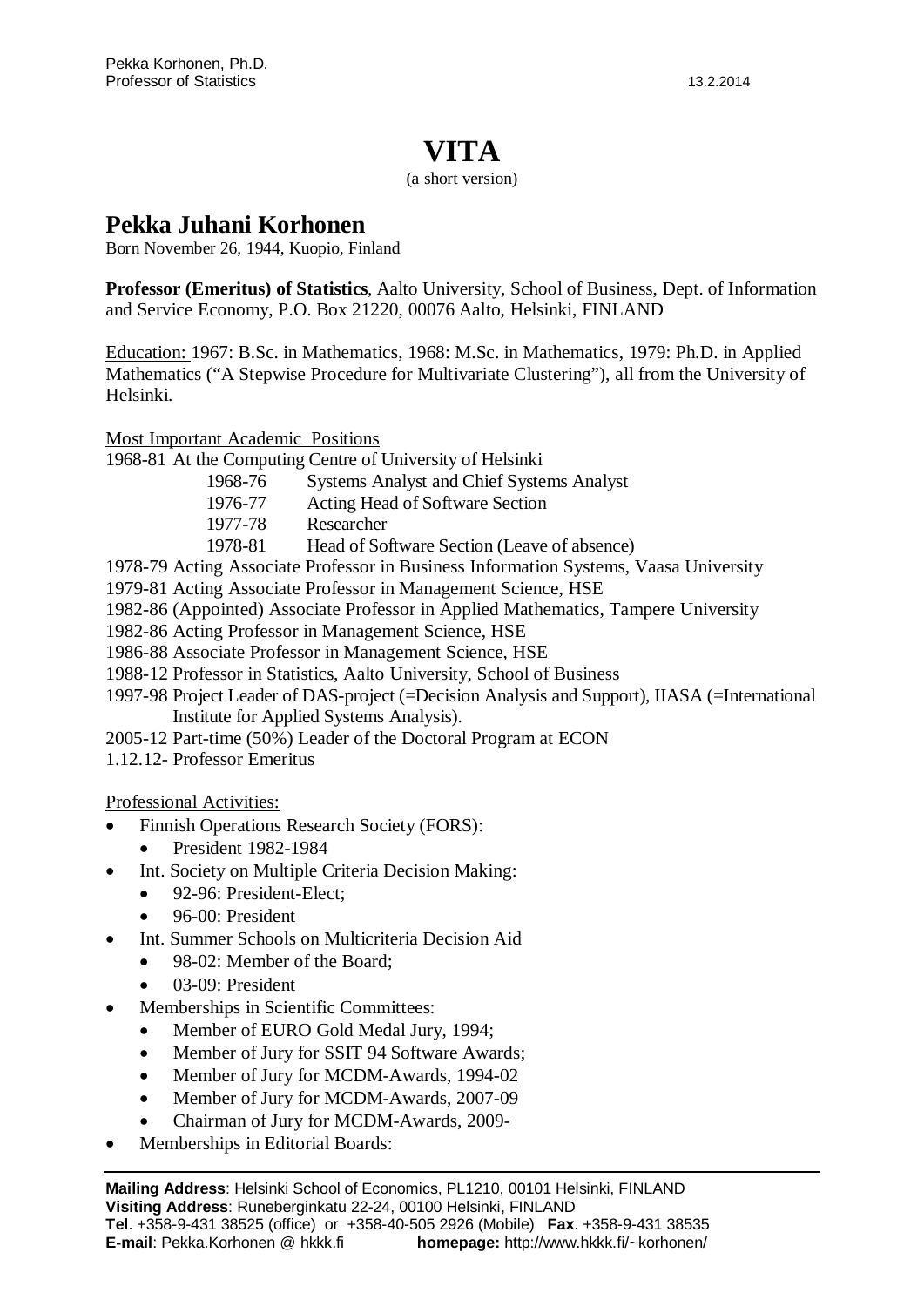Pekka Korhonen, Ph.D.
Professor of Statistics 13.2.2014

# VITA

(a short version)

## Pekka Juhani Korhonen

Born November 26, 1944, Kuopio, Finland

**Professor (Emeritus) of Statistics**, Aalto University, School of Business, Dept. of Information and Service Economy, P.O. Box 21220, 00076 Aalto, Helsinki, FINLAND

Education: 1967: B.Sc. in Mathematics, 1968: M.Sc. in Mathematics, 1979: Ph.D. in Applied Mathematics ("A Stepwise Procedure for Multivariate Clustering"), all from the University of Helsinki.

Most Important Academic Positions

1968-81 At the Computing Centre of University of Helsinki

- 1968-76 Systems Analyst and Chief Systems Analyst
- 1976-77 Acting Head of Software Section
- 1977-78 Researcher
- 1978-81 Head of Software Section (Leave of absence)

1978-79 Acting Associate Professor in Business Information Systems, Vaasa University
1979-81 Acting Associate Professor in Management Science, HSE
1982-86 (Appointed) Associate Professor in Applied Mathematics, Tampere University
1982-86 Acting Professor in Management Science, HSE
1986-88 Associate Professor in Management Science, HSE
1988-12 Professor in Statistics, Aalto University, School of Business
1997-98 Project Leader of DAS-project (=Decision Analysis and Support), IIASA (=International Institute for Applied Systems Analysis).
2005-12 Part-time (50%) Leader of the Doctoral Program at ECON
1.12.12- Professor Emeritus

Professional Activities:

- Finnish Operations Research Society (FORS):
  - President 1982-1984
- Int. Society on Multiple Criteria Decision Making:
  - 92-96: President-Elect;
  - 96-00: President
- Int. Summer Schools on Multicriteria Decision Aid
  - 98-02: Member of the Board;
  - 03-09: President
- Memberships in Scientific Committees:
  - Member of EURO Gold Medal Jury, 1994;
  - Member of Jury for SSIT 94 Software Awards;
  - Member of Jury for MCDM-Awards, 1994-02
  - Member of Jury for MCDM-Awards, 2007-09
  - Chairman of Jury for MCDM-Awards, 2009-
- Memberships in Editorial Boards:

**Mailing Address**: Helsinki School of Economics, PL1210, 00101 Helsinki, FINLAND
**Visiting Address**: Runeberginkatu 22-24, 00100 Helsinki, FINLAND
**Tel**. +358-9-431 38525 (office) or +358-40-505 2926 (Mobile) **Fax**. +358-9-431 38535
**E-mail**: Pekka.Korhonen @ hkkk.fi **homepage:** http://www.hkkk.fi/~korhonen/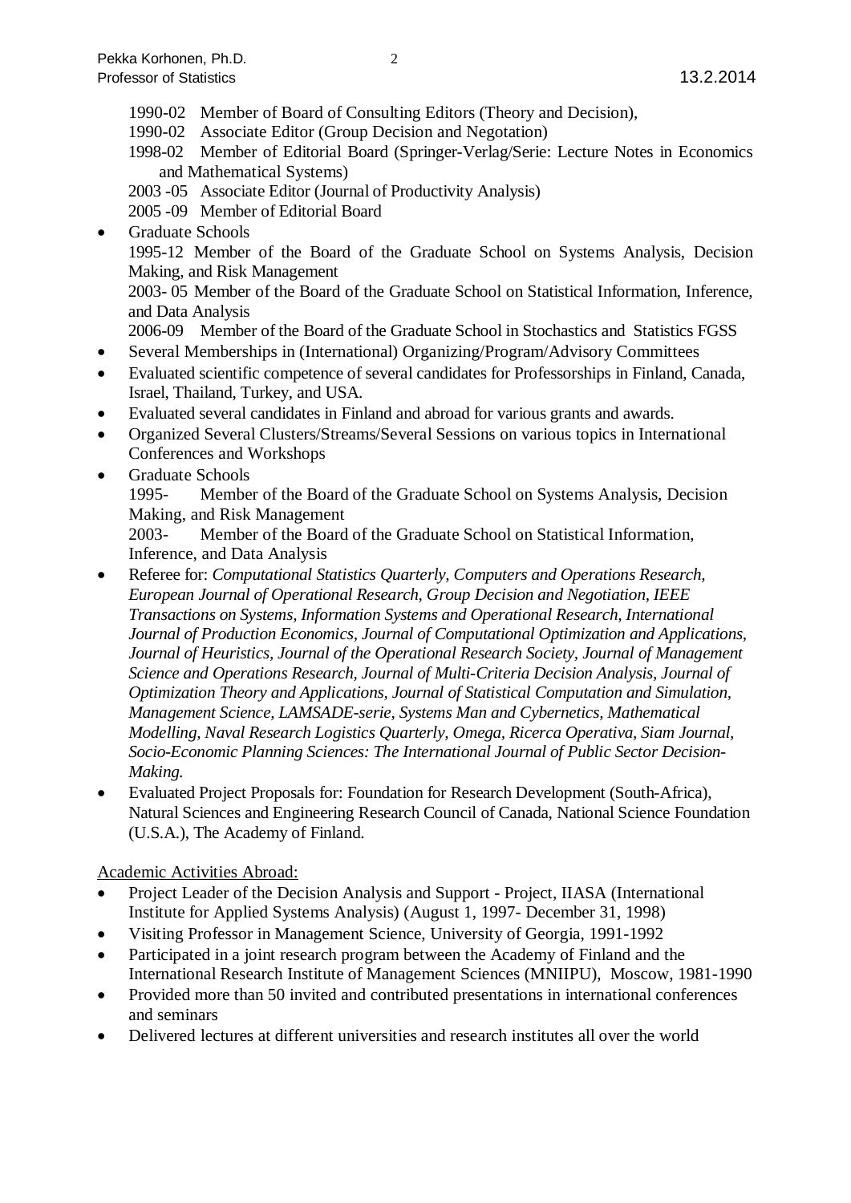1990-02 Member of Board of Consulting Editors (Theory and Decision),
1990-02 Associate Editor (Group Decision and Negotation)
1998-02 Member of Editorial Board (Springer-Verlag/Serie: Lecture Notes in Economics and Mathematical Systems)
2003 -05 Associate Editor (Journal of Productivity Analysis)
2005 -09 Member of Editorial Board

- Graduate Schools
  1995-12 Member of the Board of the Graduate School on Systems Analysis, Decision Making, and Risk Management
  2003- 05 Member of the Board of the Graduate School on Statistical Information, Inference, and Data Analysis
  2006-09 Member of the Board of the Graduate School in Stochastics and Statistics FGSS
- Several Memberships in (International) Organizing/Program/Advisory Committees
- Evaluated scientific competence of several candidates for Professorships in Finland, Canada, Israel, Thailand, Turkey, and USA.
- Evaluated several candidates in Finland and abroad for various grants and awards.
- Organized Several Clusters/Streams/Several Sessions on various topics in International Conferences and Workshops
- Graduate Schools
  1995- Member of the Board of the Graduate School on Systems Analysis, Decision Making, and Risk Management
  2003- Member of the Board of the Graduate School on Statistical Information, Inference, and Data Analysis
- Referee for: *Computational Statistics Quarterly, Computers and Operations Research, European Journal of Operational Research, Group Decision and Negotiation, IEEE Transactions on Systems, Information Systems and Operational Research, International Journal of Production Economics, Journal of Computational Optimization and Applications, Journal of Heuristics, Journal of the Operational Research Society, Journal of Management Science and Operations Research, Journal of Multi-Criteria Decision Analysis, Journal of Optimization Theory and Applications, Journal of Statistical Computation and Simulation, Management Science, LAMSADE-serie, Systems Man and Cybernetics, Mathematical Modelling, Naval Research Logistics Quarterly, Omega, Ricerca Operativa, Siam Journal, Socio-Economic Planning Sciences: The International Journal of Public Sector Decision-Making.*
- Evaluated Project Proposals for: Foundation for Research Development (South-Africa), Natural Sciences and Engineering Research Council of Canada, National Science Foundation (U.S.A.), The Academy of Finland.

Academic Activities Abroad:

- Project Leader of the Decision Analysis and Support - Project, IIASA (International Institute for Applied Systems Analysis) (August 1, 1997- December 31, 1998)
- Visiting Professor in Management Science, University of Georgia, 1991-1992
- Participated in a joint research program between the Academy of Finland and the International Research Institute of Management Sciences (MNIIPU), Moscow, 1981-1990
- Provided more than 50 invited and contributed presentations in international conferences and seminars
- Delivered lectures at different universities and research institutes all over the world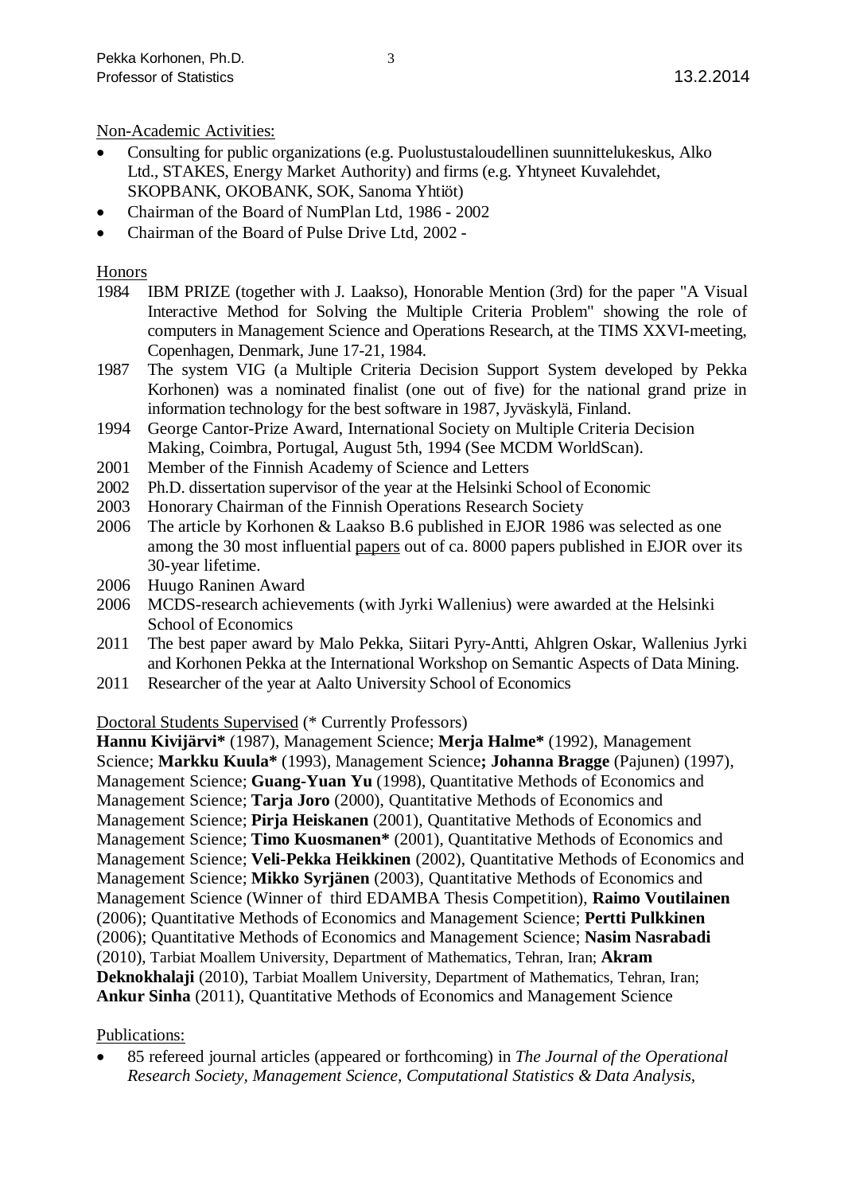Non-Academic Activities:

- Consulting for public organizations (e.g. Puolustustaloudellinen suunnittelukeskus, Alko Ltd., STAKES, Energy Market Authority) and firms (e.g. Yhtyneet Kuvalehdet, SKOPBANK, OKOBANK, SOK, Sanoma Yhtiöt)
- Chairman of the Board of NumPlan Ltd, 1986 - 2002
- Chairman of the Board of Pulse Drive Ltd, 2002 -

Honors

1984 IBM PRIZE (together with J. Laakso), Honorable Mention (3rd) for the paper "A Visual Interactive Method for Solving the Multiple Criteria Problem" showing the role of computers in Management Science and Operations Research, at the TIMS XXVI-meeting, Copenhagen, Denmark, June 17-21, 1984.

1987 The system VIG (a Multiple Criteria Decision Support System developed by Pekka Korhonen) was a nominated finalist (one out of five) for the national grand prize in information technology for the best software in 1987, Jyväskylä, Finland.

1994 George Cantor-Prize Award, International Society on Multiple Criteria Decision Making, Coimbra, Portugal, August 5th, 1994 (See MCDM WorldScan).

2001 Member of the Finnish Academy of Science and Letters

2002 Ph.D. dissertation supervisor of the year at the Helsinki School of Economic

2003 Honorary Chairman of the Finnish Operations Research Society

2006 The article by Korhonen & Laakso B.6 published in EJOR 1986 was selected as one among the 30 most influential papers out of ca. 8000 papers published in EJOR over its 30-year lifetime.

2006 Huugo Raninen Award

2006 MCDS-research achievements (with Jyrki Wallenius) were awarded at the Helsinki School of Economics

2011 The best paper award by Malo Pekka, Siitari Pyry-Antti, Ahlgren Oskar, Wallenius Jyrki and Korhonen Pekka at the International Workshop on Semantic Aspects of Data Mining.

2011 Researcher of the year at Aalto University School of Economics

Doctoral Students Supervised (* Currently Professors)

**Hannu Kivijärvi*** (1987), Management Science; **Merja Halme*** (1992), Management Science; **Markku Kuula*** (1993), Management Science**; Johanna Bragge** (Pajunen) (1997), Management Science; **Guang-Yuan Yu** (1998), Quantitative Methods of Economics and Management Science; **Tarja Joro** (2000), Quantitative Methods of Economics and Management Science; **Pirja Heiskanen** (2001), Quantitative Methods of Economics and Management Science; **Timo Kuosmanen*** (2001), Quantitative Methods of Economics and Management Science; **Veli-Pekka Heikkinen** (2002), Quantitative Methods of Economics and Management Science; **Mikko Syrjänen** (2003), Quantitative Methods of Economics and Management Science (Winner of third EDAMBA Thesis Competition), **Raimo Voutilainen** (2006); Quantitative Methods of Economics and Management Science; **Pertti Pulkkinen** (2006); Quantitative Methods of Economics and Management Science; **Nasim Nasrabadi** (2010), Tarbiat Moallem University, Department of Mathematics, Tehran, Iran; **Akram Deknokhalaji** (2010), Tarbiat Moallem University, Department of Mathematics, Tehran, Iran; **Ankur Sinha** (2011), Quantitative Methods of Economics and Management Science

Publications:

- 85 refereed journal articles (appeared or forthcoming) in *The Journal of the Operational Research Society*, *Management Science*, *Computational Statistics & Data Analysis*,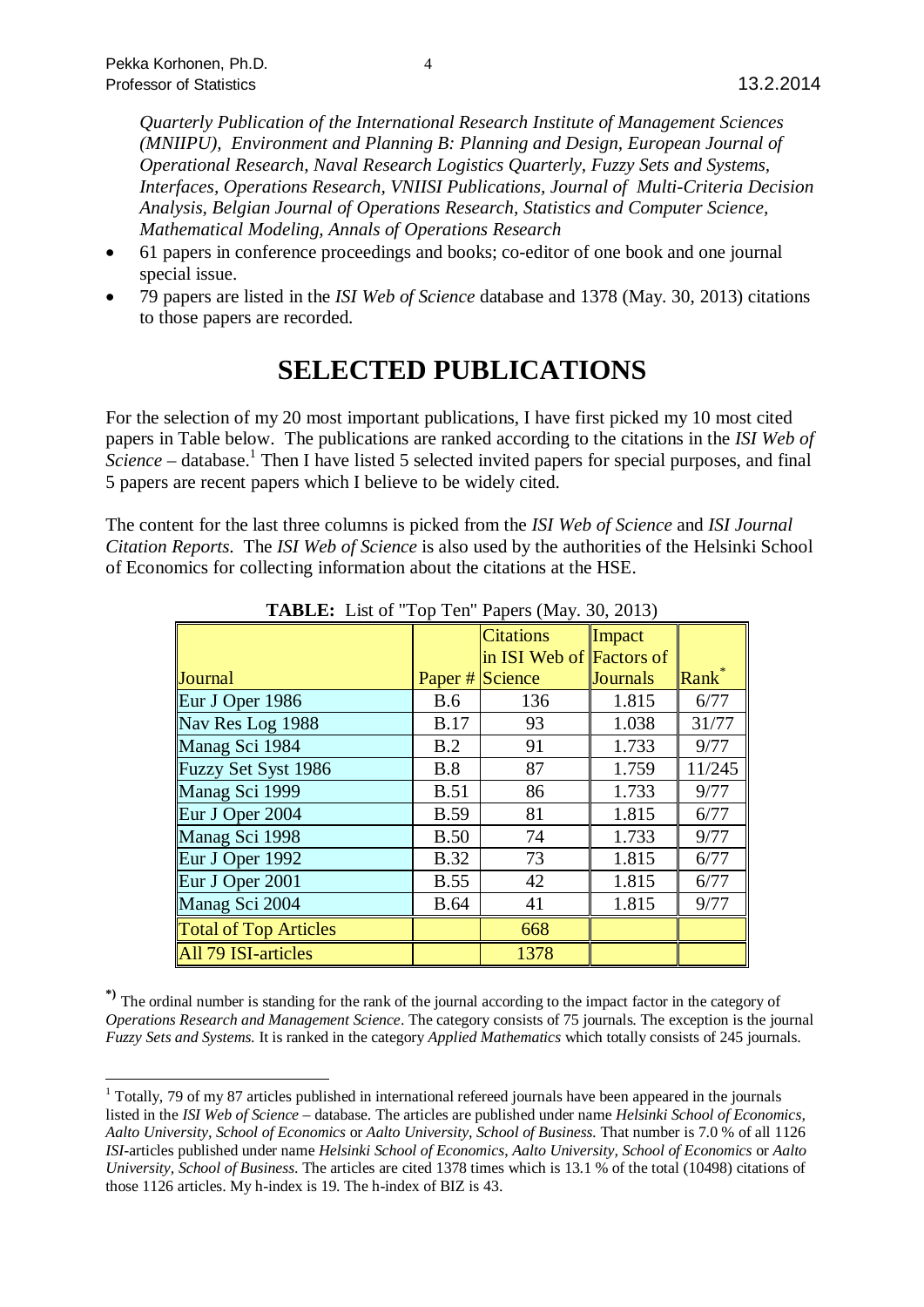*Quarterly Publication of the International Research Institute of Management Sciences (MNIIPU), Environment and Planning B: Planning and Design, European Journal of Operational Research, Naval Research Logistics Quarterly, Fuzzy Sets and Systems, Interfaces, Operations Research, VNIISI Publications, Journal of Multi-Criteria Decision Analysis, Belgian Journal of Operations Research, Statistics and Computer Science, Mathematical Modeling, Annals of Operations Research*

- 61 papers in conference proceedings and books; co-editor of one book and one journal special issue.
- 79 papers are listed in the *ISI Web of Science* database and 1378 (May. 30, 2013) citations to those papers are recorded.

# SELECTED PUBLICATIONS

For the selection of my 20 most important publications, I have first picked my 10 most cited papers in Table below. The publications are ranked according to the citations in the *ISI Web of Science* – database.[1] Then I have listed 5 selected invited papers for special purposes, and final 5 papers are recent papers which I believe to be widely cited.

The content for the last three columns is picked from the *ISI Web of Science* and *ISI Journal Citation Reports*. The *ISI Web of Science* is also used by the authorities of the Helsinki School of Economics for collecting information about the citations at the HSE.

**TABLE:** List of "Top Ten" Papers (May. 30, 2013)

| Journal | Paper # | Citations in ISI Web of Science | Impact Factors of Journals | Rank* |
|---|---|---|---|---|
| Eur J Oper 1986 | B.6 | 136 | 1.815 | 6/77 |
| Nav Res Log 1988 | B.17 | 93 | 1.038 | 31/77 |
| Manag Sci 1984 | B.2 | 91 | 1.733 | 9/77 |
| Fuzzy Set Syst 1986 | B.8 | 87 | 1.759 | 11/245 |
| Manag Sci 1999 | B.51 | 86 | 1.733 | 9/77 |
| Eur J Oper 2004 | B.59 | 81 | 1.815 | 6/77 |
| Manag Sci 1998 | B.50 | 74 | 1.733 | 9/77 |
| Eur J Oper 1992 | B.32 | 73 | 1.815 | 6/77 |
| Eur J Oper 2001 | B.55 | 42 | 1.815 | 6/77 |
| Manag Sci 2004 | B.64 | 41 | 1.815 | 9/77 |
| Total of Top Articles | | 668 | | |
| All 79 ISI-articles | | 1378 | | |

**\*)** The ordinal number is standing for the rank of the journal according to the impact factor in the category of *Operations Research and Management Science*. The category consists of 75 journals. The exception is the journal *Fuzzy Sets and Systems*. It is ranked in the category *Applied Mathematics* which totally consists of 245 journals.

[1] Totally, 79 of my 87 articles published in international refereed journals have been appeared in the journals listed in the *ISI Web of Science* – database. The articles are published under name *Helsinki School of Economics, Aalto University, School of Economics* or *Aalto University, School of Business.* That number is 7.0 % of all 1126 *ISI*-articles published under name *Helsinki School of Economics, Aalto University, School of Economics* or *Aalto University, School of Business.* The articles are cited 1378 times which is 13.1 % of the total (10498) citations of those 1126 articles. My h-index is 19. The h-index of BIZ is 43.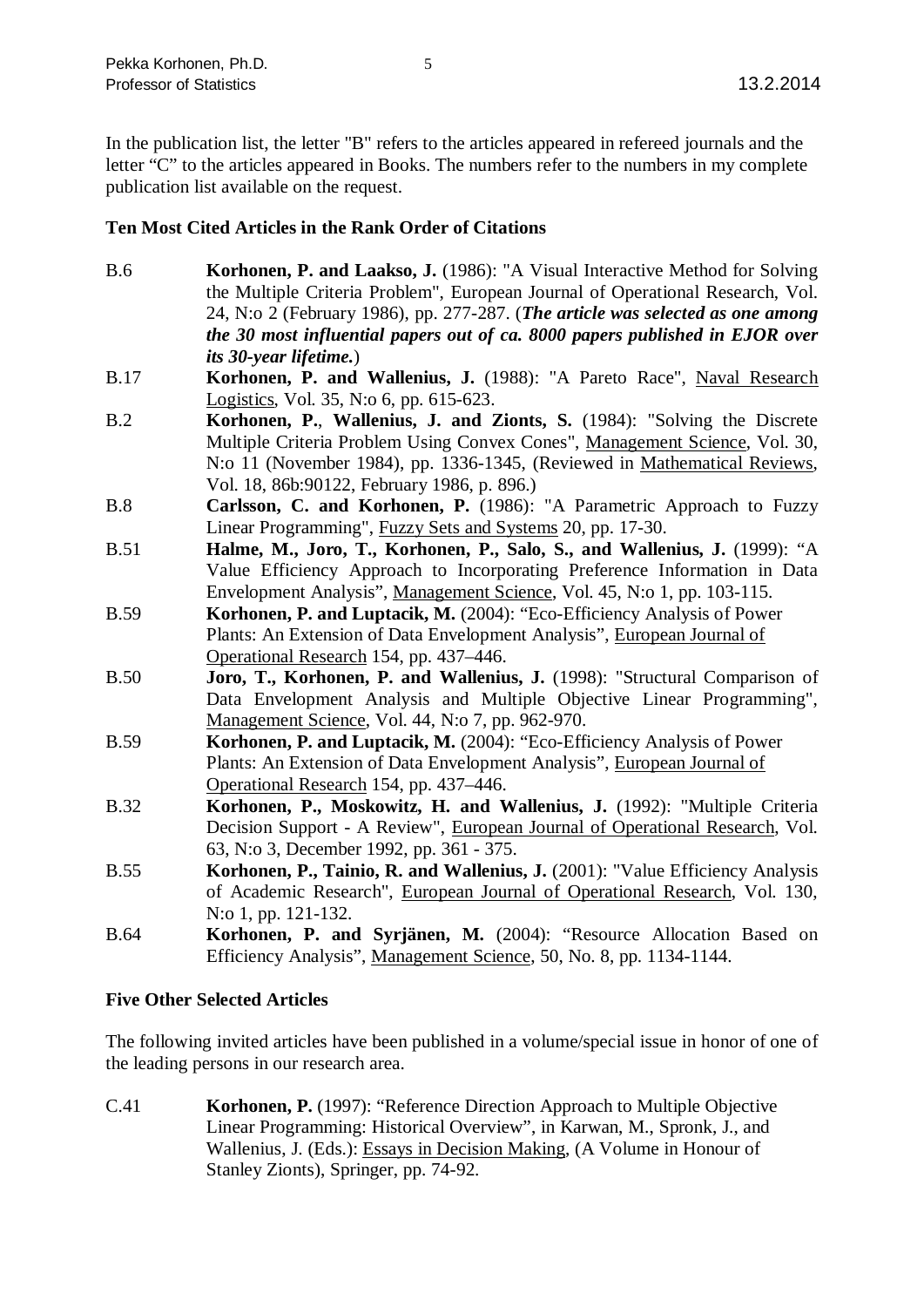In the publication list, the letter "B" refers to the articles appeared in refereed journals and the letter "C" to the articles appeared in Books. The numbers refer to the numbers in my complete publication list available on the request.

**Ten Most Cited Articles in the Rank Order of Citations**

B.6 **Korhonen, P. and Laakso, J.** (1986): "A Visual Interactive Method for Solving the Multiple Criteria Problem", European Journal of Operational Research, Vol. 24, N:o 2 (February 1986), pp. 277-287. (***The article was selected as one among the 30 most influential papers out of ca. 8000 papers published in EJOR over its 30-year lifetime.***)

B.17 **Korhonen, P. and Wallenius, J.** (1988): "A Pareto Race", Naval Research Logistics, Vol. 35, N:o 6, pp. 615-623.

B.2 **Korhonen, P.**, **Wallenius, J. and Zionts, S.** (1984): "Solving the Discrete Multiple Criteria Problem Using Convex Cones", Management Science, Vol. 30, N:o 11 (November 1984), pp. 1336-1345, (Reviewed in Mathematical Reviews, Vol. 18, 86b:90122, February 1986, p. 896.)

B.8 **Carlsson, C. and Korhonen, P.** (1986): "A Parametric Approach to Fuzzy Linear Programming", Fuzzy Sets and Systems 20, pp. 17-30.

B.51 **Halme, M., Joro, T., Korhonen, P., Salo, S., and Wallenius, J.** (1999): "A Value Efficiency Approach to Incorporating Preference Information in Data Envelopment Analysis", Management Science, Vol. 45, N:o 1, pp. 103-115.

B.59 **Korhonen, P. and Luptacik, M.** (2004): "Eco-Efficiency Analysis of Power Plants: An Extension of Data Envelopment Analysis", European Journal of Operational Research 154, pp. 437–446.

B.50 **Joro, T., Korhonen, P. and Wallenius, J.** (1998): "Structural Comparison of Data Envelopment Analysis and Multiple Objective Linear Programming", Management Science, Vol. 44, N:o 7, pp. 962-970.

B.59 **Korhonen, P. and Luptacik, M.** (2004): "Eco-Efficiency Analysis of Power Plants: An Extension of Data Envelopment Analysis", European Journal of Operational Research 154, pp. 437–446.

B.32 **Korhonen, P., Moskowitz, H. and Wallenius, J.** (1992): "Multiple Criteria Decision Support - A Review", European Journal of Operational Research, Vol. 63, N:o 3, December 1992, pp. 361 - 375.

B.55 **Korhonen, P., Tainio, R. and Wallenius, J.** (2001): "Value Efficiency Analysis of Academic Research", European Journal of Operational Research, Vol. 130, N:o 1, pp. 121-132.

B.64 **Korhonen, P. and Syrjänen, M.** (2004): "Resource Allocation Based on Efficiency Analysis", Management Science, 50, No. 8, pp. 1134-1144.

**Five Other Selected Articles**

The following invited articles have been published in a volume/special issue in honor of one of the leading persons in our research area.

C.41 **Korhonen, P.** (1997): "Reference Direction Approach to Multiple Objective Linear Programming: Historical Overview", in Karwan, M., Spronk, J., and Wallenius, J. (Eds.): Essays in Decision Making, (A Volume in Honour of Stanley Zionts), Springer, pp. 74-92.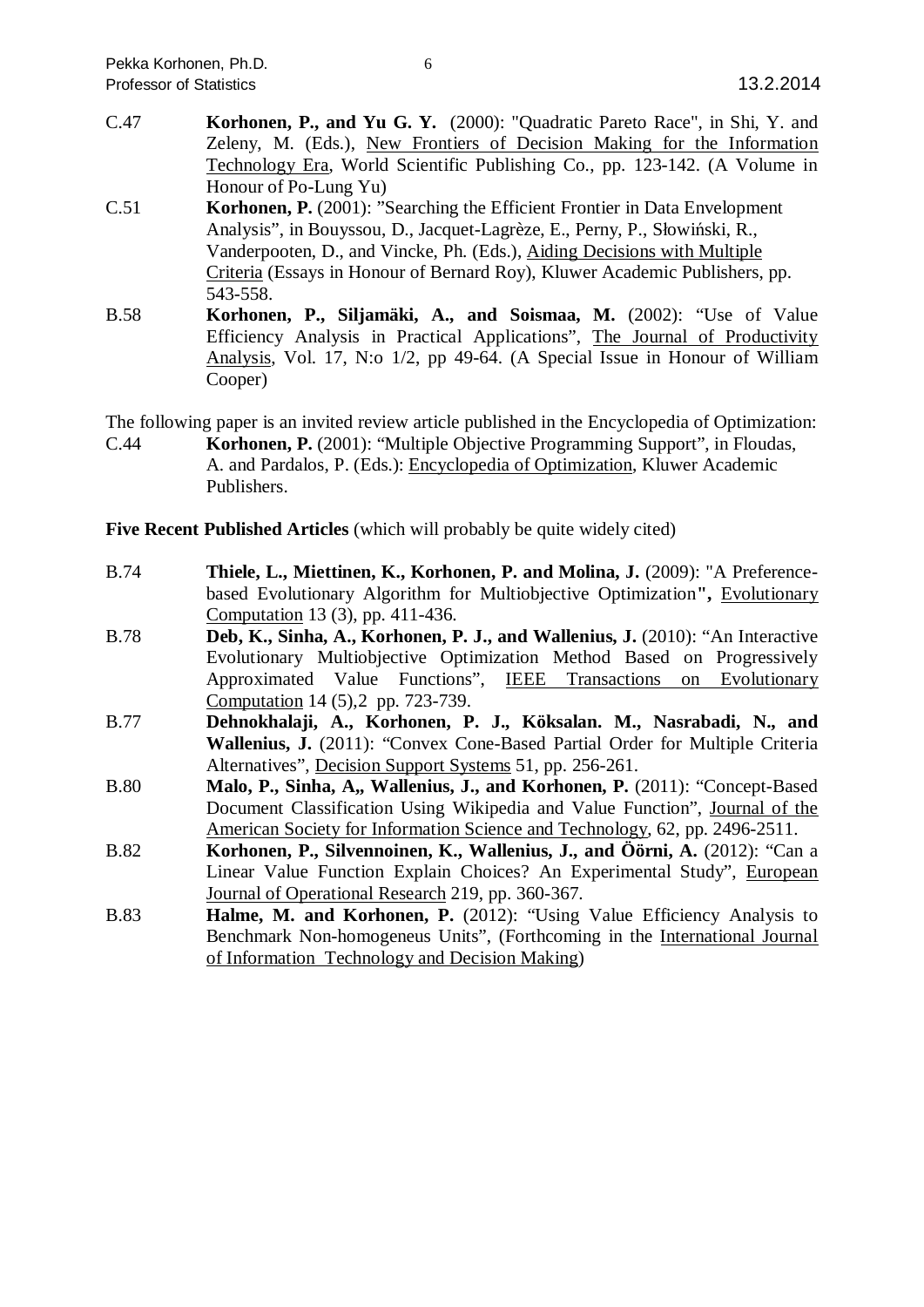C.47 **Korhonen, P., and Yu G. Y.** (2000): "Quadratic Pareto Race", in Shi, Y. and Zeleny, M. (Eds.), New Frontiers of Decision Making for the Information Technology Era, World Scientific Publishing Co., pp. 123-142. (A Volume in Honour of Po-Lung Yu)

C.51 **Korhonen, P.** (2001): "Searching the Efficient Frontier in Data Envelopment Analysis", in Bouyssou, D., Jacquet-Lagrèze, E., Perny, P., Słowiński, R., Vanderpooten, D., and Vincke, Ph. (Eds.), Aiding Decisions with Multiple Criteria (Essays in Honour of Bernard Roy), Kluwer Academic Publishers, pp. 543-558.

B.58 **Korhonen, P., Siljamäki, A., and Soismaa, M.** (2002): "Use of Value Efficiency Analysis in Practical Applications", The Journal of Productivity Analysis, Vol. 17, N:o 1/2, pp 49-64. (A Special Issue in Honour of William Cooper)

The following paper is an invited review article published in the Encyclopedia of Optimization:

C.44 **Korhonen, P.** (2001): "Multiple Objective Programming Support", in Floudas, A. and Pardalos, P. (Eds.): Encyclopedia of Optimization, Kluwer Academic Publishers.

**Five Recent Published Articles** (which will probably be quite widely cited)

B.74 **Thiele, L., Miettinen, K., Korhonen, P. and Molina, J.** (2009): "A Preference-based Evolutionary Algorithm for Multiobjective Optimization**",** Evolutionary Computation 13 (3), pp. 411-436.

B.78 **Deb, K., Sinha, A., Korhonen, P. J., and Wallenius, J.** (2010): "An Interactive Evolutionary Multiobjective Optimization Method Based on Progressively Approximated Value Functions", IEEE Transactions on Evolutionary Computation 14 (5),2 pp. 723-739.

B.77 **Dehnokhalaji, A., Korhonen, P. J., Köksalan. M., Nasrabadi, N., and Wallenius, J.** (2011): "Convex Cone-Based Partial Order for Multiple Criteria Alternatives", Decision Support Systems 51, pp. 256-261.

B.80 **Malo, P., Sinha, A,, Wallenius, J., and Korhonen, P.** (2011): "Concept-Based Document Classification Using Wikipedia and Value Function", Journal of the American Society for Information Science and Technology, 62, pp. 2496-2511.

B.82 **Korhonen, P., Silvennoinen, K., Wallenius, J., and Öörni, A.** (2012): "Can a Linear Value Function Explain Choices? An Experimental Study", European Journal of Operational Research 219, pp. 360-367.

B.83 **Halme, M. and Korhonen, P.** (2012): "Using Value Efficiency Analysis to Benchmark Non-homogeneus Units", (Forthcoming in the International Journal of Information Technology and Decision Making)